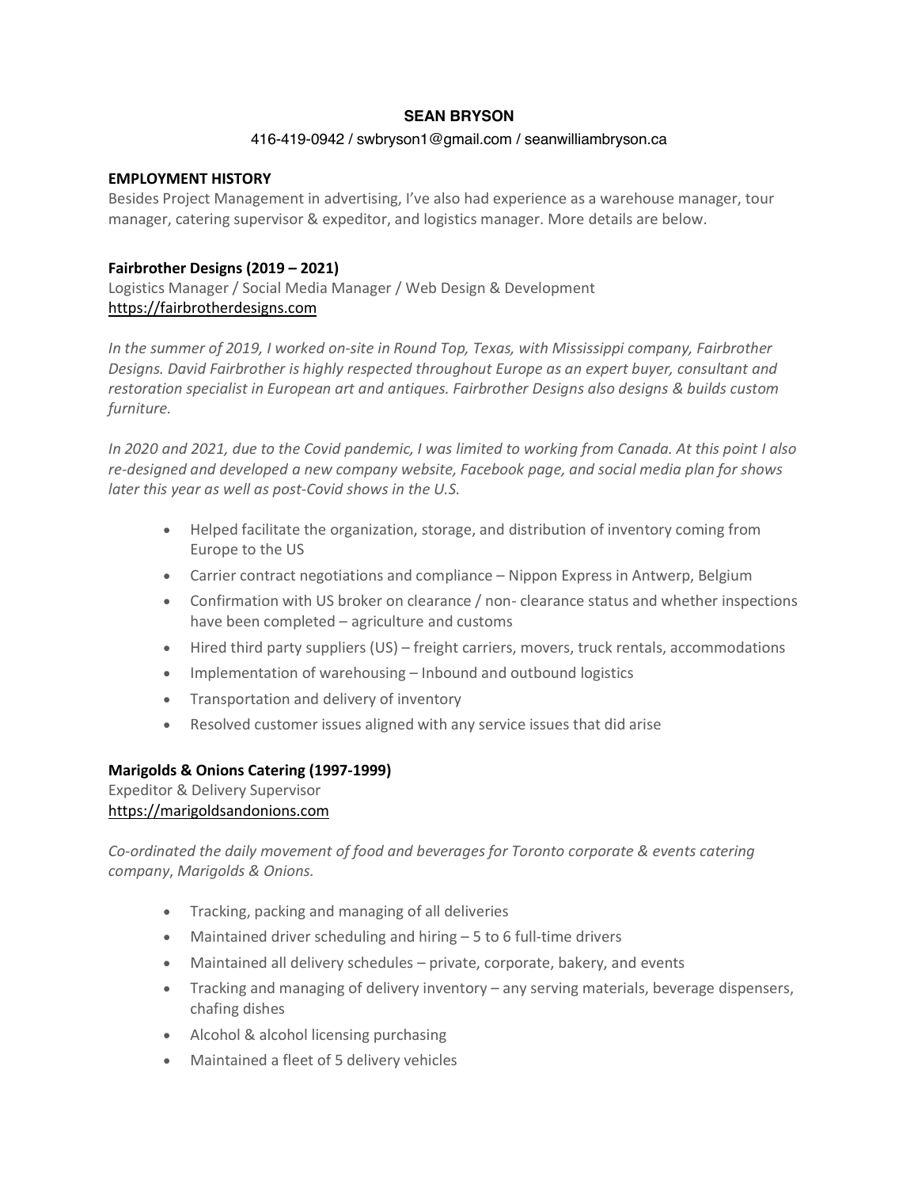# SEAN BRYSON

416-419-0942 / swbryson1@gmail.com / seanwilliambryson.ca

## EMPLOYMENT HISTORY

Besides Project Management in advertising, I've also had experience as a warehouse manager, tour manager, catering supervisor & expeditor, and logistics manager. More details are below.

### Fairbrother Designs (2019 – 2021)

Logistics Manager / Social Media Manager / Web Design & Development
https://fairbrotherdesigns.com

*In the summer of 2019, I worked on-site in Round Top, Texas, with Mississippi company, Fairbrother Designs. David Fairbrother is highly respected throughout Europe as an expert buyer, consultant and restoration specialist in European art and antiques. Fairbrother Designs also designs & builds custom furniture.*

*In 2020 and 2021, due to the Covid pandemic, I was limited to working from Canada. At this point I also re-designed and developed a new company website, Facebook page, and social media plan for shows later this year as well as post-Covid shows in the U.S.*

- Helped facilitate the organization, storage, and distribution of inventory coming from Europe to the US
- Carrier contract negotiations and compliance – Nippon Express in Antwerp, Belgium
- Confirmation with US broker on clearance / non- clearance status and whether inspections have been completed – agriculture and customs
- Hired third party suppliers (US) – freight carriers, movers, truck rentals, accommodations
- Implementation of warehousing – Inbound and outbound logistics
- Transportation and delivery of inventory
- Resolved customer issues aligned with any service issues that did arise

### Marigolds & Onions Catering (1997-1999)

Expeditor & Delivery Supervisor
https://marigoldsandonions.com

*Co-ordinated the daily movement of food and beverages for Toronto corporate & events catering company, Marigolds & Onions.*

- Tracking, packing and managing of all deliveries
- Maintained driver scheduling and hiring – 5 to 6 full-time drivers
- Maintained all delivery schedules – private, corporate, bakery, and events
- Tracking and managing of delivery inventory – any serving materials, beverage dispensers, chafing dishes
- Alcohol & alcohol licensing purchasing
- Maintained a fleet of 5 delivery vehicles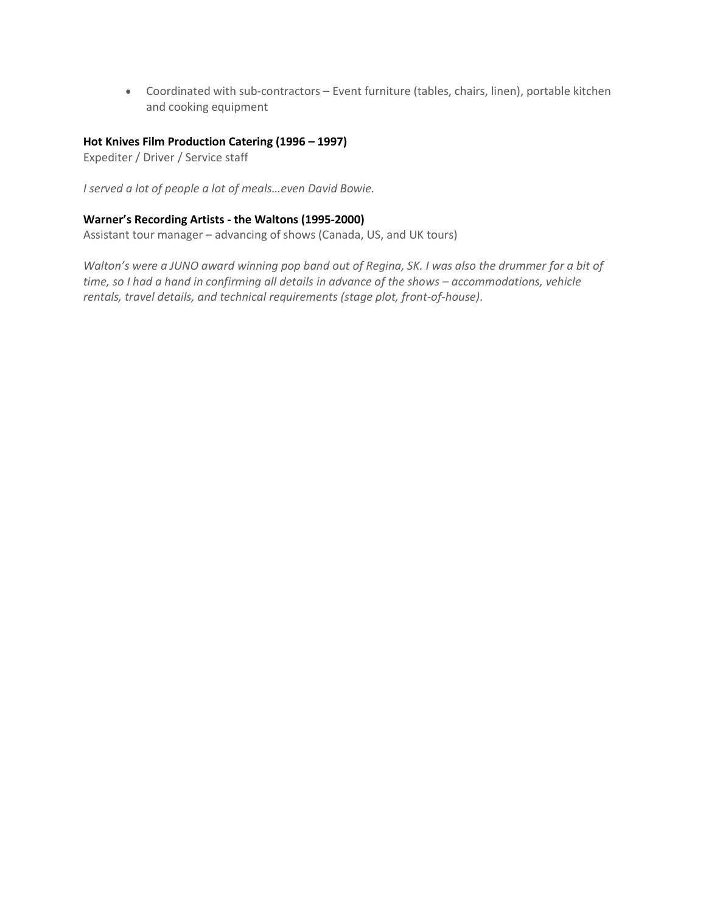- Coordinated with sub-contractors – Event furniture (tables, chairs, linen), portable kitchen and cooking equipment

**Hot Knives Film Production Catering (1996 – 1997)**
Expediter / Driver / Service staff

*I served a lot of people a lot of meals…even David Bowie.*

**Warner's Recording Artists - the Waltons (1995-2000)**
Assistant tour manager – advancing of shows (Canada, US, and UK tours)

*Walton's were a JUNO award winning pop band out of Regina, SK. I was also the drummer for a bit of time, so I had a hand in confirming all details in advance of the shows – accommodations, vehicle rentals, travel details, and technical requirements (stage plot, front-of-house).*